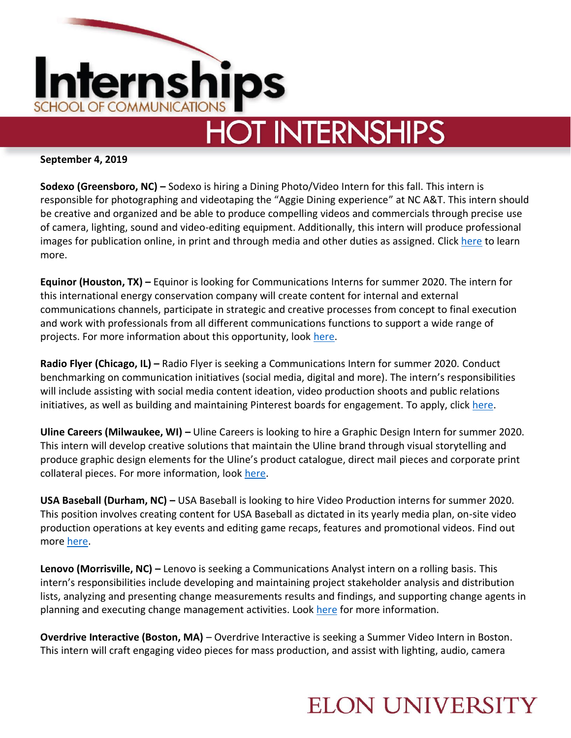# Internships
SCHOOL OF COMMUNICATIONS

# HOT INTERNSHIPS

**September 4, 2019**

**Sodexo (Greensboro, NC) –** Sodexo is hiring a Dining Photo/Video Intern for this fall. This intern is responsible for photographing and videotaping the “Aggie Dining experience” at NC A&T. This intern should be creative and organized and be able to produce compelling videos and commercials through precise use of camera, lighting, sound and video-editing equipment. Additionally, this intern will produce professional images for publication online, in print and through media and other duties as assigned. Click here to learn more.

**Equinor (Houston, TX) –** Equinor is looking for Communications Interns for summer 2020. The intern for this international energy conservation company will create content for internal and external communications channels, participate in strategic and creative processes from concept to final execution and work with professionals from all different communications functions to support a wide range of projects. For more information about this opportunity, look here.

**Radio Flyer (Chicago, IL) –** Radio Flyer is seeking a Communications Intern for summer 2020. Conduct benchmarking on communication initiatives (social media, digital and more). The intern’s responsibilities will include assisting with social media content ideation, video production shoots and public relations initiatives, as well as building and maintaining Pinterest boards for engagement. To apply, click here.

**Uline Careers (Milwaukee, WI) –** Uline Careers is looking to hire a Graphic Design Intern for summer 2020. This intern will develop creative solutions that maintain the Uline brand through visual storytelling and produce graphic design elements for the Uline’s product catalogue, direct mail pieces and corporate print collateral pieces. For more information, look here.

**USA Baseball (Durham, NC) –** USA Baseball is looking to hire Video Production interns for summer 2020. This position involves creating content for USA Baseball as dictated in its yearly media plan, on-site video production operations at key events and editing game recaps, features and promotional videos. Find out more here.

**Lenovo (Morrisville, NC) –** Lenovo is seeking a Communications Analyst intern on a rolling basis. This intern’s responsibilities include developing and maintaining project stakeholder analysis and distribution lists, analyzing and presenting change measurements results and findings, and supporting change agents in planning and executing change management activities. Look here for more information.

**Overdrive Interactive (Boston, MA)** – Overdrive Interactive is seeking a Summer Video Intern in Boston. This intern will craft engaging video pieces for mass production, and assist with lighting, audio, camera

ELON UNIVERSITY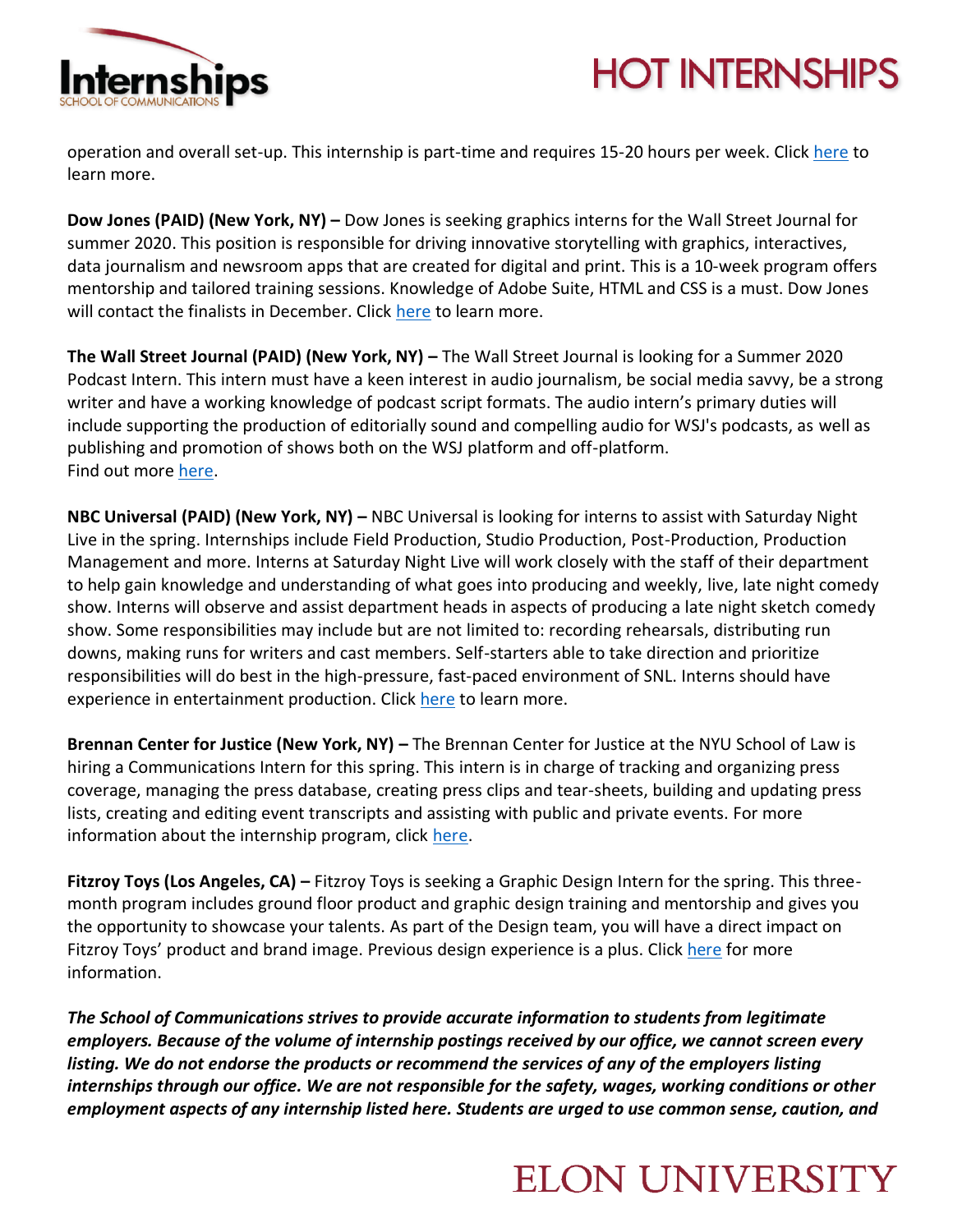operation and overall set-up. This internship is part-time and requires 15-20 hours per week. Click here to learn more.

**Dow Jones (PAID) (New York, NY) –** Dow Jones is seeking graphics interns for the Wall Street Journal for summer 2020. This position is responsible for driving innovative storytelling with graphics, interactives, data journalism and newsroom apps that are created for digital and print. This is a 10-week program offers mentorship and tailored training sessions. Knowledge of Adobe Suite, HTML and CSS is a must. Dow Jones will contact the finalists in December. Click here to learn more.

**The Wall Street Journal (PAID) (New York, NY) –** The Wall Street Journal is looking for a Summer 2020 Podcast Intern. This intern must have a keen interest in audio journalism, be social media savvy, be a strong writer and have a working knowledge of podcast script formats. The audio intern's primary duties will include supporting the production of editorially sound and compelling audio for WSJ's podcasts, as well as publishing and promotion of shows both on the WSJ platform and off-platform.
Find out more here.

**NBC Universal (PAID) (New York, NY) –** NBC Universal is looking for interns to assist with Saturday Night Live in the spring. Internships include Field Production, Studio Production, Post-Production, Production Management and more. Interns at Saturday Night Live will work closely with the staff of their department to help gain knowledge and understanding of what goes into producing and weekly, live, late night comedy show. Interns will observe and assist department heads in aspects of producing a late night sketch comedy show. Some responsibilities may include but are not limited to: recording rehearsals, distributing run downs, making runs for writers and cast members. Self-starters able to take direction and prioritize responsibilities will do best in the high-pressure, fast-paced environment of SNL. Interns should have experience in entertainment production. Click here to learn more.

**Brennan Center for Justice (New York, NY) –** The Brennan Center for Justice at the NYU School of Law is hiring a Communications Intern for this spring. This intern is in charge of tracking and organizing press coverage, managing the press database, creating press clips and tear-sheets, building and updating press lists, creating and editing event transcripts and assisting with public and private events. For more information about the internship program, click here.

**Fitzroy Toys (Los Angeles, CA) –** Fitzroy Toys is seeking a Graphic Design Intern for the spring. This three-month program includes ground floor product and graphic design training and mentorship and gives you the opportunity to showcase your talents. As part of the Design team, you will have a direct impact on Fitzroy Toys' product and brand image. Previous design experience is a plus. Click here for more information.

***The School of Communications strives to provide accurate information to students from legitimate employers. Because of the volume of internship postings received by our office, we cannot screen every listing. We do not endorse the products or recommend the services of any of the employers listing internships through our office. We are not responsible for the safety, wages, working conditions or other employment aspects of any internship listed here. Students are urged to use common sense, caution, and***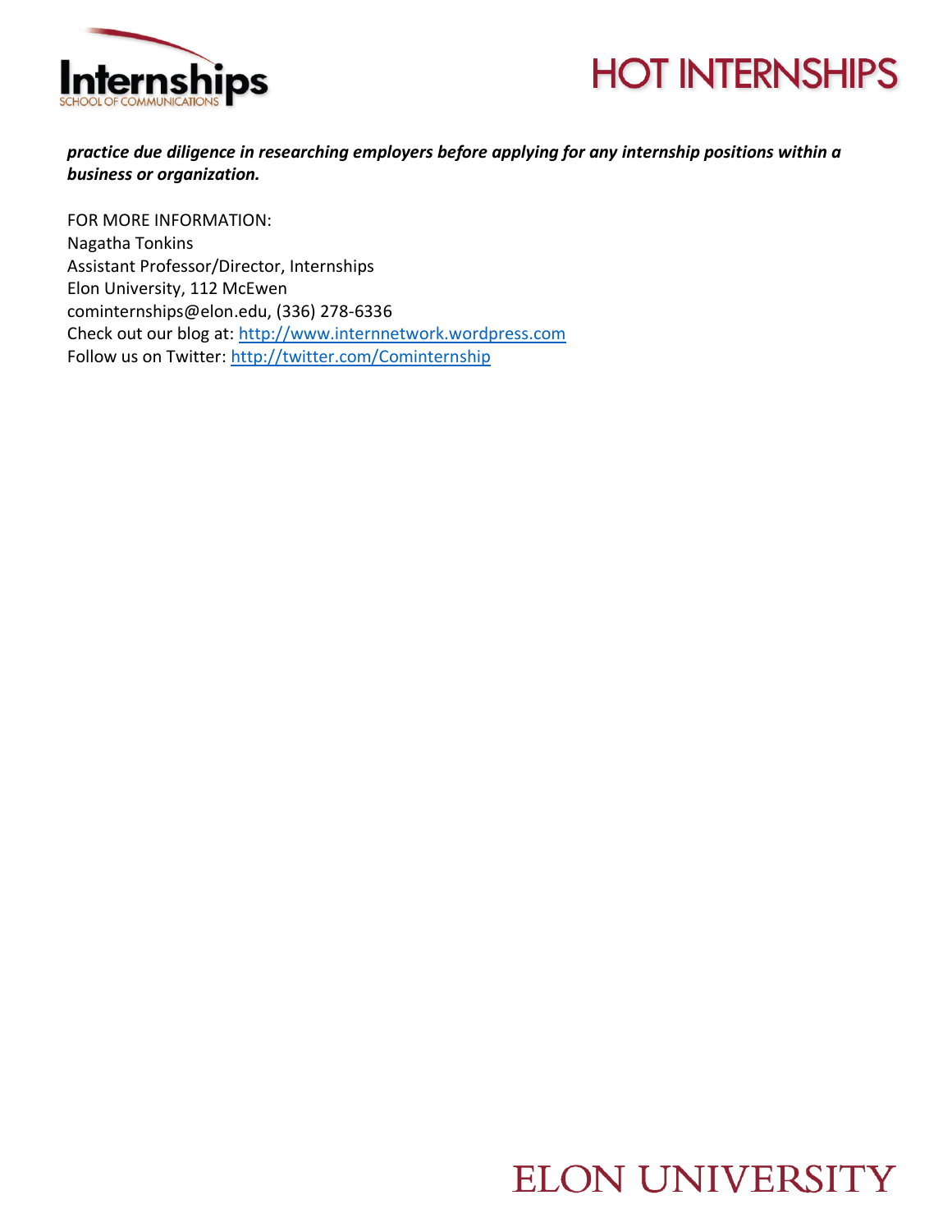***practice due diligence in researching employers before applying for any internship positions within a business or organization.***

FOR MORE INFORMATION:
Nagatha Tonkins
Assistant Professor/Director, Internships
Elon University, 112 McEwen
cominternships@elon.edu, (336) 278-6336
Check out our blog at: http://www.internnetwork.wordpress.com
Follow us on Twitter: http://twitter.com/Cominternship